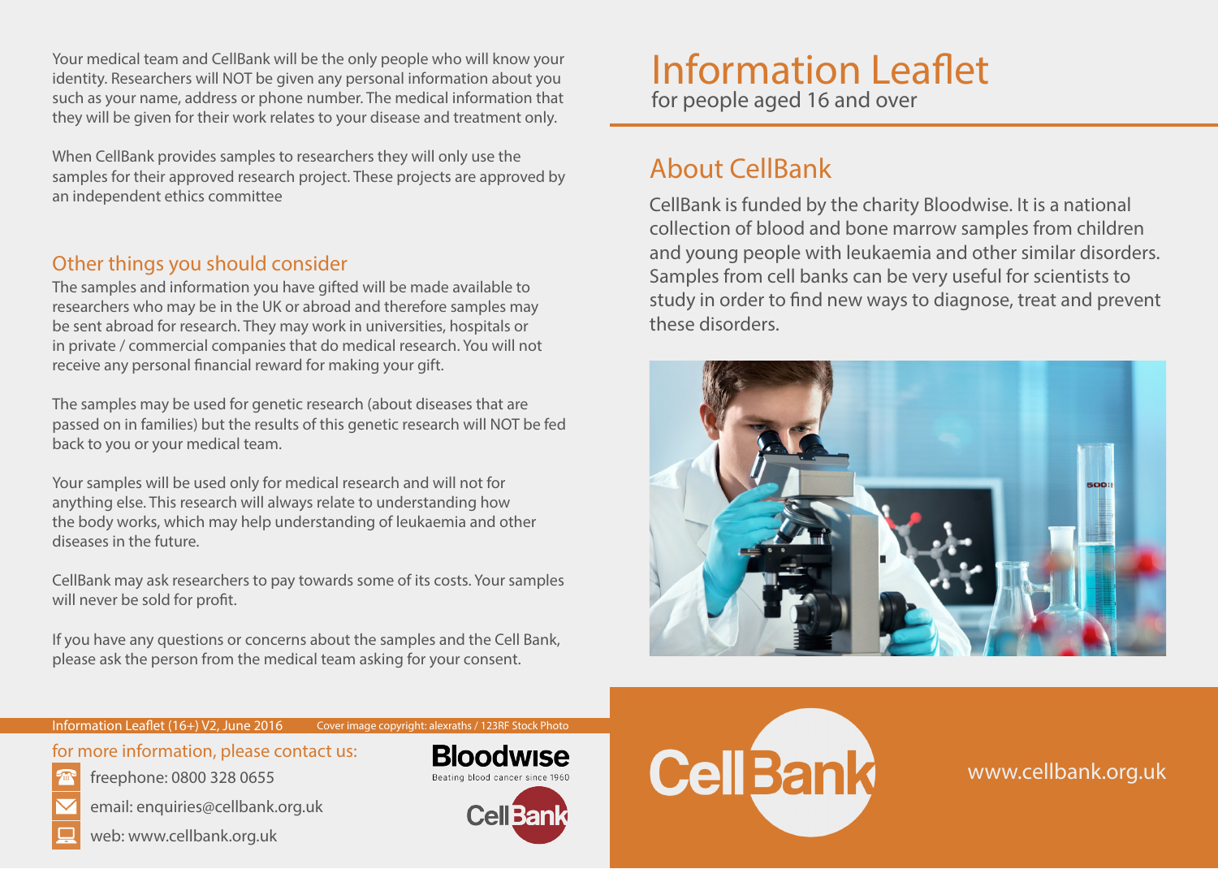# Information Leaflet

for people aged 16 and over

## About CellBank

CellBank is funded by the charity Bloodwise. It is a national collection of blood and bone marrow samples from children and young people with leukaemia and other similar disorders. Samples from cell banks can be very useful for scientists to study in order to find new ways to diagnose, treat and prevent these disorders.

Your medical team and CellBank will be the only people who will know your identity. Researchers will NOT be given any personal information about you such as your name, address or phone number. The medical information that they will be given for their work relates to your disease and treatment only.

When CellBank provides samples to researchers they will only use the samples for their approved research project. These projects are approved by an independent ethics committee

## Other things you should consider

The samples and information you have gifted will be made available to researchers who may be in the UK or abroad and therefore samples may be sent abroad for research. They may work in universities, hospitals or in private / commercial companies that do medical research. You will not receive any personal financial reward for making your gift.

The samples may be used for genetic research (about diseases that are passed on in families) but the results of this genetic research will NOT be fed back to you or your medical team.

Your samples will be used only for medical research and will not for anything else. This research will always relate to understanding how the body works, which may help understanding of leukaemia and other diseases in the future.

CellBank may ask researchers to pay towards some of its costs. Your samples will never be sold for profit.

If you have any questions or concerns about the samples and the Cell Bank, please ask the person from the medical team asking for your consent.

Information Leaflet (16+) V2, June 2016 Cover image copyright: alexraths / 123RF Stock Photo

for more information, please contact us:

- freephone: 0800 328 0655
- email: enquiries@cellbank.org.uk
- web: www.cellbank.org.uk

Bloodwise
Beating blood cancer since 1960

CellBank

CellBank

www.cellbank.org.uk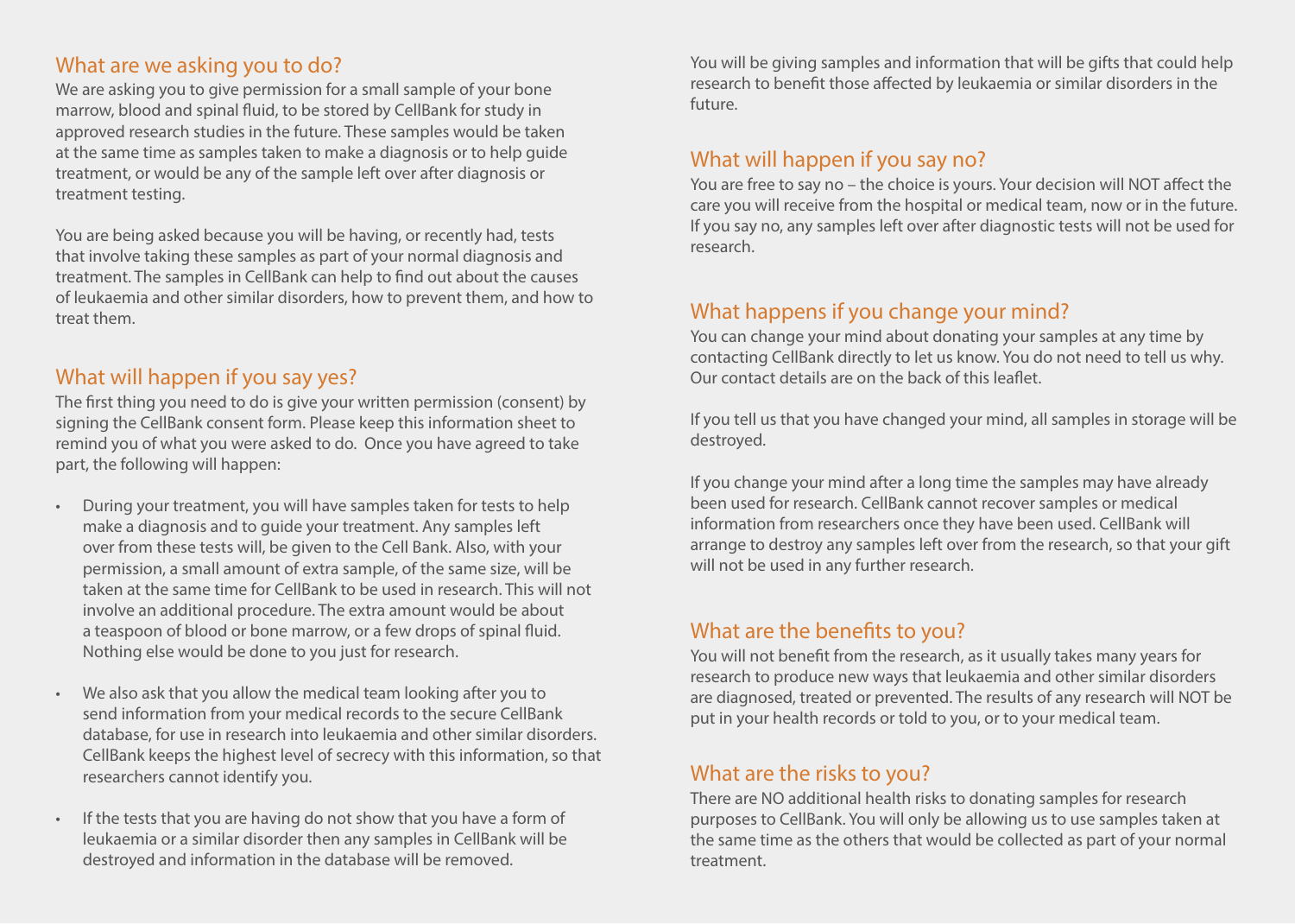## What are we asking you to do?

We are asking you to give permission for a small sample of your bone marrow, blood and spinal fluid, to be stored by CellBank for study in approved research studies in the future. These samples would be taken at the same time as samples taken to make a diagnosis or to help guide treatment, or would be any of the sample left over after diagnosis or treatment testing.

You are being asked because you will be having, or recently had, tests that involve taking these samples as part of your normal diagnosis and treatment. The samples in CellBank can help to find out about the causes of leukaemia and other similar disorders, how to prevent them, and how to treat them.

## What will happen if you say yes?

The first thing you need to do is give your written permission (consent) by signing the CellBank consent form. Please keep this information sheet to remind you of what you were asked to do. Once you have agreed to take part, the following will happen:

- During your treatment, you will have samples taken for tests to help make a diagnosis and to guide your treatment. Any samples left over from these tests will, be given to the Cell Bank. Also, with your permission, a small amount of extra sample, of the same size, will be taken at the same time for CellBank to be used in research. This will not involve an additional procedure. The extra amount would be about a teaspoon of blood or bone marrow, or a few drops of spinal fluid. Nothing else would be done to you just for research.

- We also ask that you allow the medical team looking after you to send information from your medical records to the secure CellBank database, for use in research into leukaemia and other similar disorders. CellBank keeps the highest level of secrecy with this information, so that researchers cannot identify you.

- If the tests that you are having do not show that you have a form of leukaemia or a similar disorder then any samples in CellBank will be destroyed and information in the database will be removed.

You will be giving samples and information that will be gifts that could help research to benefit those affected by leukaemia or similar disorders in the future.

## What will happen if you say no?

You are free to say no – the choice is yours. Your decision will NOT affect the care you will receive from the hospital or medical team, now or in the future. If you say no, any samples left over after diagnostic tests will not be used for research.

## What happens if you change your mind?

You can change your mind about donating your samples at any time by contacting CellBank directly to let us know. You do not need to tell us why. Our contact details are on the back of this leaflet.

If you tell us that you have changed your mind, all samples in storage will be destroyed.

If you change your mind after a long time the samples may have already been used for research. CellBank cannot recover samples or medical information from researchers once they have been used. CellBank will arrange to destroy any samples left over from the research, so that your gift will not be used in any further research.

## What are the benefits to you?

You will not benefit from the research, as it usually takes many years for research to produce new ways that leukaemia and other similar disorders are diagnosed, treated or prevented. The results of any research will NOT be put in your health records or told to you, or to your medical team.

## What are the risks to you?

There are NO additional health risks to donating samples for research purposes to CellBank. You will only be allowing us to use samples taken at the same time as the others that would be collected as part of your normal treatment.